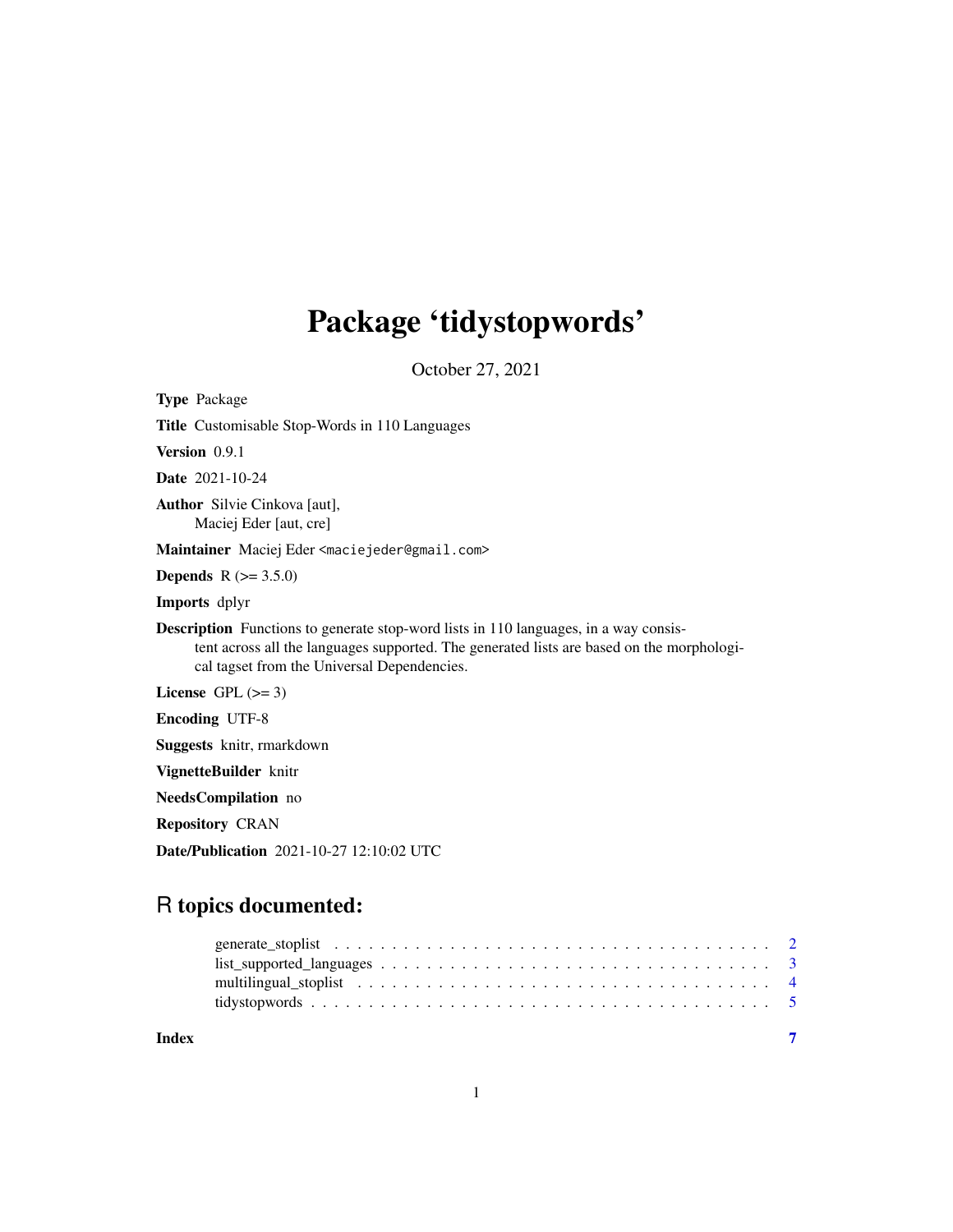# Package 'tidystopwords'

October 27, 2021

**Type** Package

**Title** Customisable Stop-Words in 110 Languages

**Version** 0.9.1

**Date** 2021-10-24

**Author** Silvie Cinkova [aut],
Maciej Eder [aut, cre]

**Maintainer** Maciej Eder <maciejeder@gmail.com>

**Depends** R (>= 3.5.0)

**Imports** dplyr

**Description** Functions to generate stop-word lists in 110 languages, in a way consistent across all the languages supported. The generated lists are based on the morphological tagset from the Universal Dependencies.

**License** GPL (>= 3)

**Encoding** UTF-8

**Suggests** knitr, rmarkdown

**VignetteBuilder** knitr

**NeedsCompilation** no

**Repository** CRAN

**Date/Publication** 2021-10-27 12:10:02 UTC

## R topics documented:

- generate_stoplist . . . . . . . . . . . . . . . . . . . . . . . . . . . . . . . . . . . . . . . 2
- list_supported_languages . . . . . . . . . . . . . . . . . . . . . . . . . . . . . . . . . . . 3
- multilingual_stoplist . . . . . . . . . . . . . . . . . . . . . . . . . . . . . . . . . . . . . 4
- tidystopwords . . . . . . . . . . . . . . . . . . . . . . . . . . . . . . . . . . . . . . . . . 5

**Index** 7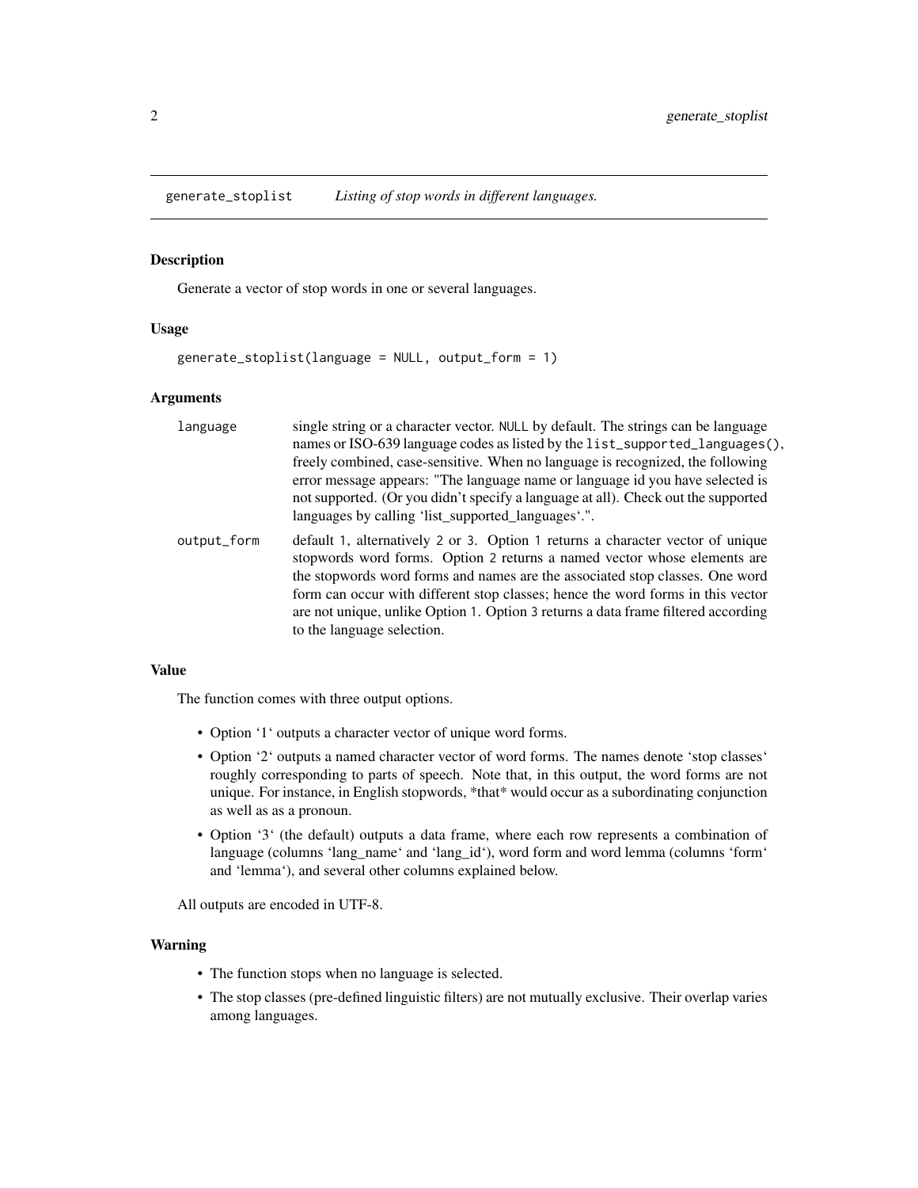# generate_stoplist *Listing of stop words in different languages.*

## Description

Generate a vector of stop words in one or several languages.

## Usage

```
generate_stoplist(language = NULL, output_form = 1)
```

## Arguments

| | |
|---|---|
| `language` | single string or a character vector. `NULL` by default. The strings can be language names or ISO-639 language codes as listed by the `list_supported_languages()`, freely combined, case-sensitive. When no language is recognized, the following error message appears: "The language name or language id you have selected is not supported. (Or you didn't specify a language at all). Check out the supported languages by calling 'list_supported_languages'.". |
| `output_form` | default `1`, alternatively `2` or `3`. Option `1` returns a character vector of unique stopwords word forms. Option `2` returns a named vector whose elements are the stopwords word forms and names are the associated stop classes. One word form can occur with different stop classes; hence the word forms in this vector are not unique, unlike Option `1`. Option `3` returns a data frame filtered according to the language selection. |

## Value

The function comes with three output options.

- Option '1' outputs a character vector of unique word forms.
- Option '2' outputs a named character vector of word forms. The names denote 'stop classes' roughly corresponding to parts of speech. Note that, in this output, the word forms are not unique. For instance, in English stopwords, *that* would occur as a subordinating conjunction as well as as a pronoun.
- Option '3' (the default) outputs a data frame, where each row represents a combination of language (columns 'lang_name' and 'lang_id'), word form and word lemma (columns 'form' and 'lemma'), and several other columns explained below.

All outputs are encoded in UTF-8.

## Warning

- The function stops when no language is selected.
- The stop classes (pre-defined linguistic filters) are not mutually exclusive. Their overlap varies among languages.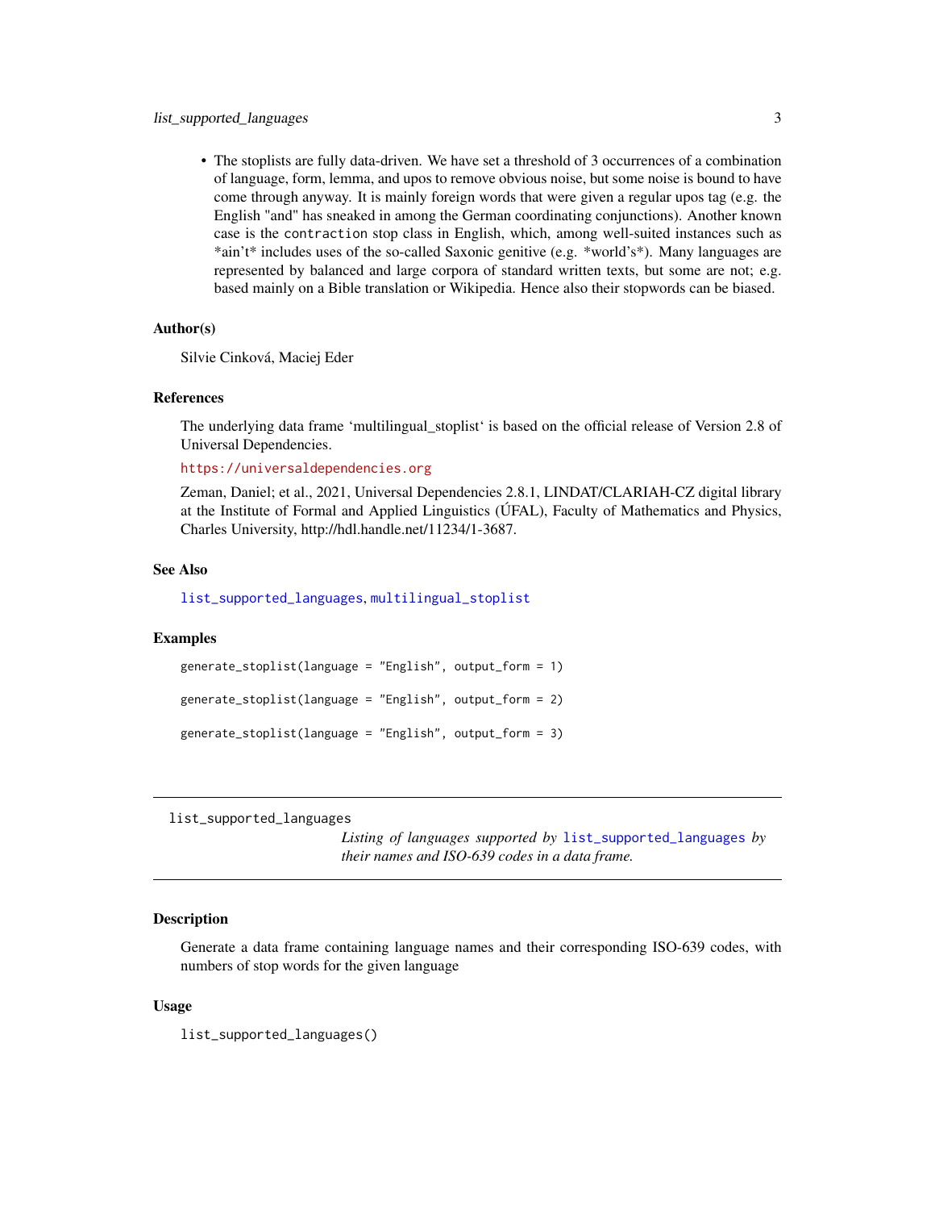- The stoplists are fully data-driven. We have set a threshold of 3 occurrences of a combination of language, form, lemma, and upos to remove obvious noise, but some noise is bound to have come through anyway. It is mainly foreign words that were given a regular upos tag (e.g. the English "and" has sneaked in among the German coordinating conjunctions). Another known case is the `contraction` stop class in English, which, among well-suited instances such as *ain't* includes uses of the so-called Saxonic genitive (e.g. *world's*). Many languages are represented by balanced and large corpora of standard written texts, but some are not; e.g. based mainly on a Bible translation or Wikipedia. Hence also their stopwords can be biased.

### Author(s)

Silvie Cinková, Maciej Eder

### References

The underlying data frame 'multilingual_stoplist' is based on the official release of Version 2.8 of Universal Dependencies.

https://universaldependencies.org

Zeman, Daniel; et al., 2021, Universal Dependencies 2.8.1, LINDAT/CLARIAH-CZ digital library at the Institute of Formal and Applied Linguistics (ÚFAL), Faculty of Mathematics and Physics, Charles University, http://hdl.handle.net/11234/1-3687.

### See Also

`list_supported_languages`, `multilingual_stoplist`

### Examples

```
generate_stoplist(language = "English", output_form = 1)

generate_stoplist(language = "English", output_form = 2)

generate_stoplist(language = "English", output_form = 3)
```

---

## list_supported_languages

*Listing of languages supported by* `list_supported_languages` *by their names and ISO-639 codes in a data frame.*

---

### Description

Generate a data frame containing language names and their corresponding ISO-639 codes, with numbers of stop words for the given language

### Usage

```
list_supported_languages()
```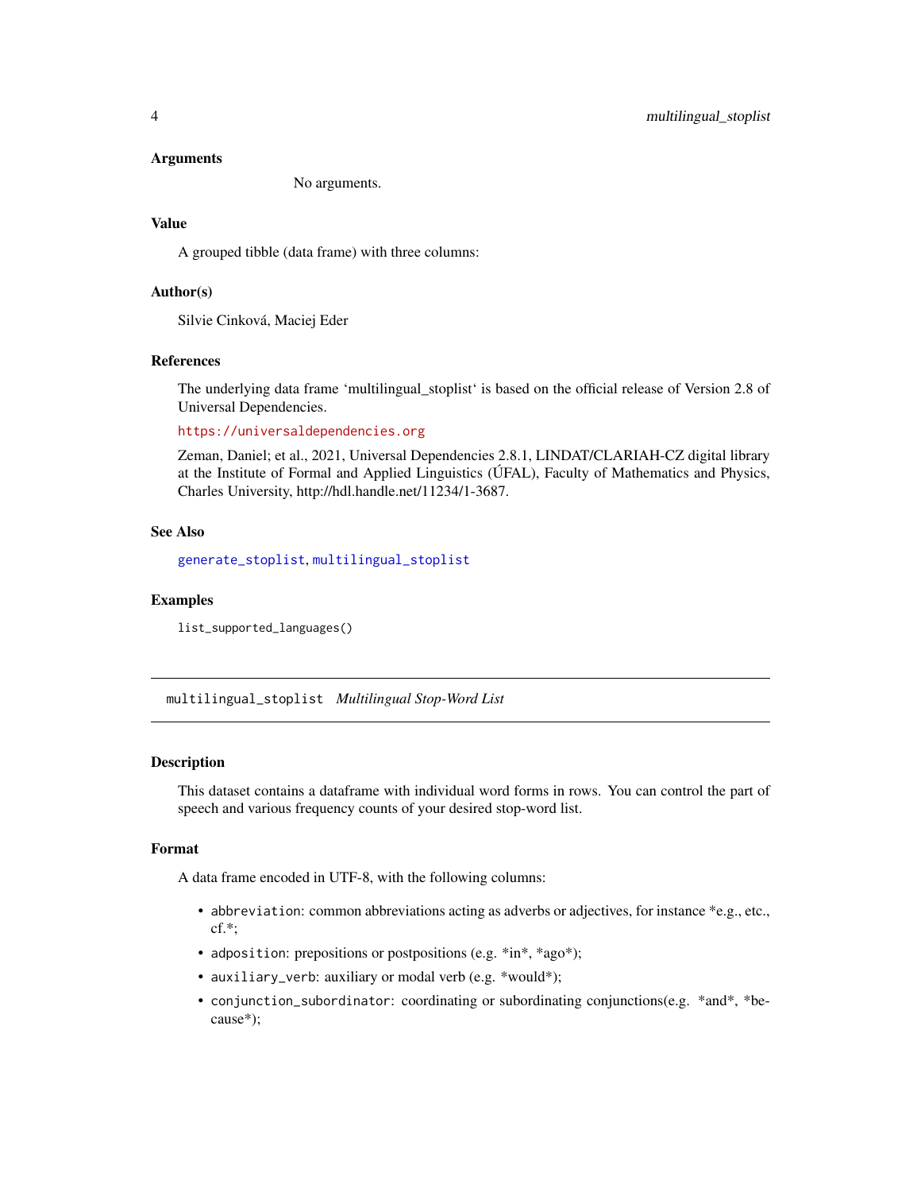### Arguments

No arguments.

### Value

A grouped tibble (data frame) with three columns:

### Author(s)

Silvie Cinková, Maciej Eder

### References

The underlying data frame 'multilingual_stoplist' is based on the official release of Version 2.8 of Universal Dependencies.

https://universaldependencies.org

Zeman, Daniel; et al., 2021, Universal Dependencies 2.8.1, LINDAT/CLARIAH-CZ digital library at the Institute of Formal and Applied Linguistics (ÚFAL), Faculty of Mathematics and Physics, Charles University, http://hdl.handle.net/11234/1-3687.

### See Also

generate_stoplist, multilingual_stoplist

### Examples

```
list_supported_languages()
```

---

## multilingual_stoplist *Multilingual Stop-Word List*

---

### Description

This dataset contains a dataframe with individual word forms in rows. You can control the part of speech and various frequency counts of your desired stop-word list.

### Format

A data frame encoded in UTF-8, with the following columns:

- `abbreviation`: common abbreviations acting as adverbs or adjectives, for instance *e.g., etc., cf.*;
- `adposition`: prepositions or postpositions (e.g. *in*, *ago*);
- `auxiliary_verb`: auxiliary or modal verb (e.g. *would*);
- `conjunction_subordinator`: coordinating or subordinating conjunctions(e.g. *and*, *because*);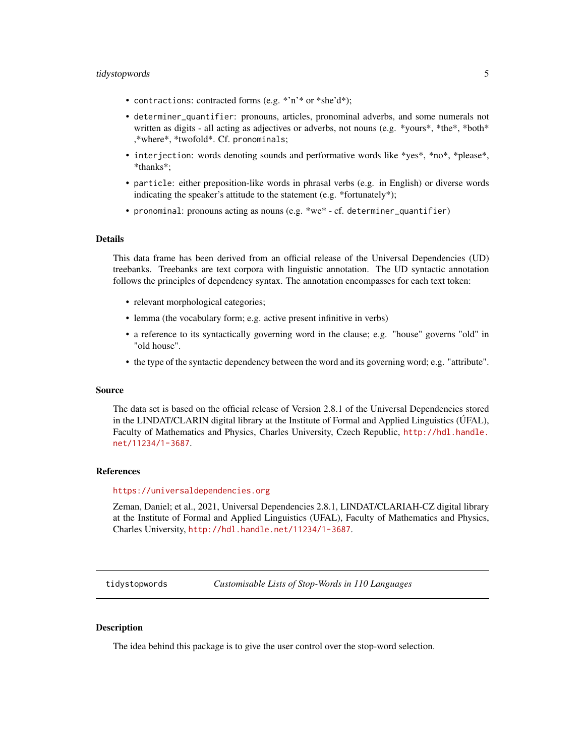- `contractions`: contracted forms (e.g. *'n'* or *she'd*);
- `determiner_quantifier`: pronouns, articles, pronominal adverbs, and some numerals not written as digits - all acting as adjectives or adverbs, not nouns (e.g. *yours*, *the*, *both* ,*where*, *twofold*. Cf. `pronominals`;
- `interjection`: words denoting sounds and performative words like *yes*, *no*, *please*, *thanks*;
- `particle`: either preposition-like words in phrasal verbs (e.g. in English) or diverse words indicating the speaker's attitude to the statement (e.g. *fortunately*);
- `pronominal`: pronouns acting as nouns (e.g. *we* - cf. `determiner_quantifier`)

### Details

This data frame has been derived from an official release of the Universal Dependencies (UD) treebanks. Treebanks are text corpora with linguistic annotation. The UD syntactic annotation follows the principles of dependency syntax. The annotation encompasses for each text token:

- relevant morphological categories;
- lemma (the vocabulary form; e.g. active present infinitive in verbs)
- a reference to its syntactically governing word in the clause; e.g. "house" governs "old" in "old house".
- the type of the syntactic dependency between the word and its governing word; e.g. "attribute".

### Source

The data set is based on the official release of Version 2.8.1 of the Universal Dependencies stored in the LINDAT/CLARIN digital library at the Institute of Formal and Applied Linguistics (ÚFAL), Faculty of Mathematics and Physics, Charles University, Czech Republic, http://hdl.handle.net/11234/1-3687.

### References

https://universaldependencies.org

Zeman, Daniel; et al., 2021, Universal Dependencies 2.8.1, LINDAT/CLARIAH-CZ digital library at the Institute of Formal and Applied Linguistics (UFAL), Faculty of Mathematics and Physics, Charles University, http://hdl.handle.net/11234/1-3687.

---

## `tidystopwords` — *Customisable Lists of Stop-Words in 110 Languages*

---

### Description

The idea behind this package is to give the user control over the stop-word selection.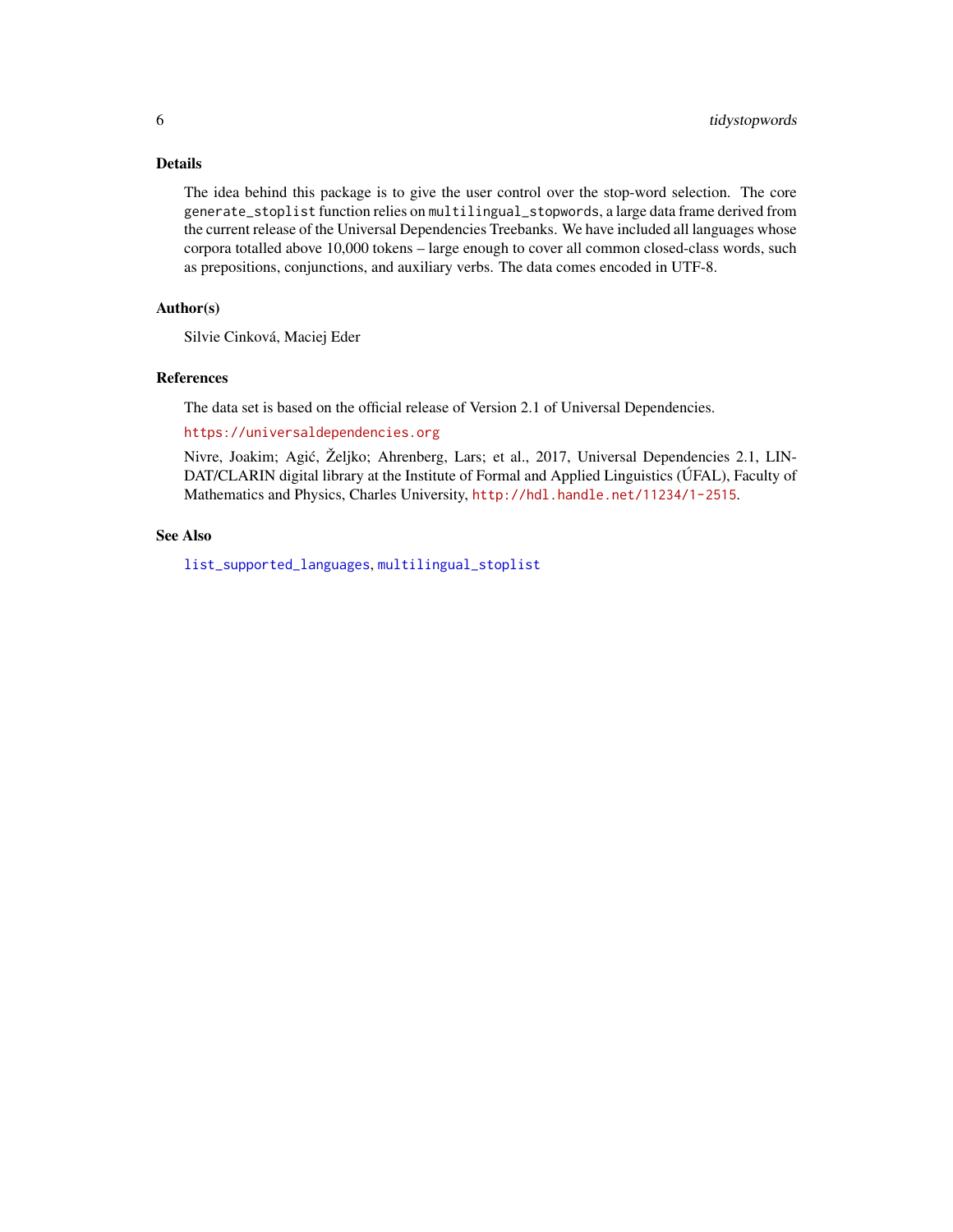## Details

The idea behind this package is to give the user control over the stop-word selection. The core `generate_stoplist` function relies on `multilingual_stopwords`, a large data frame derived from the current release of the Universal Dependencies Treebanks. We have included all languages whose corpora totalled above 10,000 tokens – large enough to cover all common closed-class words, such as prepositions, conjunctions, and auxiliary verbs. The data comes encoded in UTF-8.

## Author(s)

Silvie Cinková, Maciej Eder

## References

The data set is based on the official release of Version 2.1 of Universal Dependencies.

https://universaldependencies.org

Nivre, Joakim; Agić, Željko; Ahrenberg, Lars; et al., 2017, Universal Dependencies 2.1, LINDAT/CLARIN digital library at the Institute of Formal and Applied Linguistics (ÚFAL), Faculty of Mathematics and Physics, Charles University, http://hdl.handle.net/11234/1-2515.

## See Also

`list_supported_languages`, `multilingual_stoplist`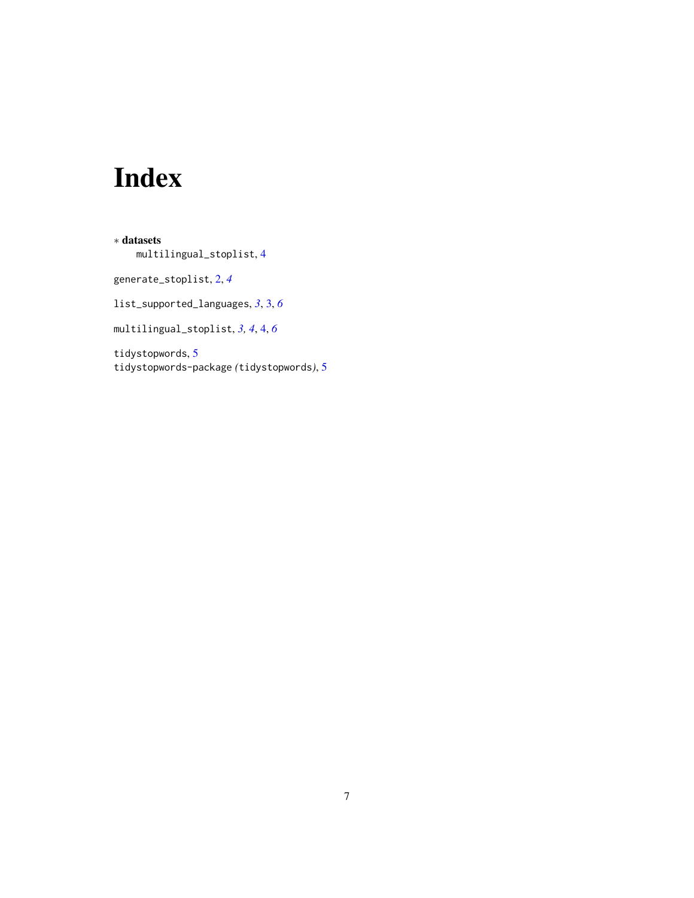# Index

∗ **datasets**

multilingual_stoplist, 4

generate_stoplist, 2, *4*

list_supported_languages, *3*, 3, *6*

multilingual_stoplist, *3, 4*, 4, *6*

tidystopwords, 5
tidystopwords-package *(*tidystopwords*)*, 5